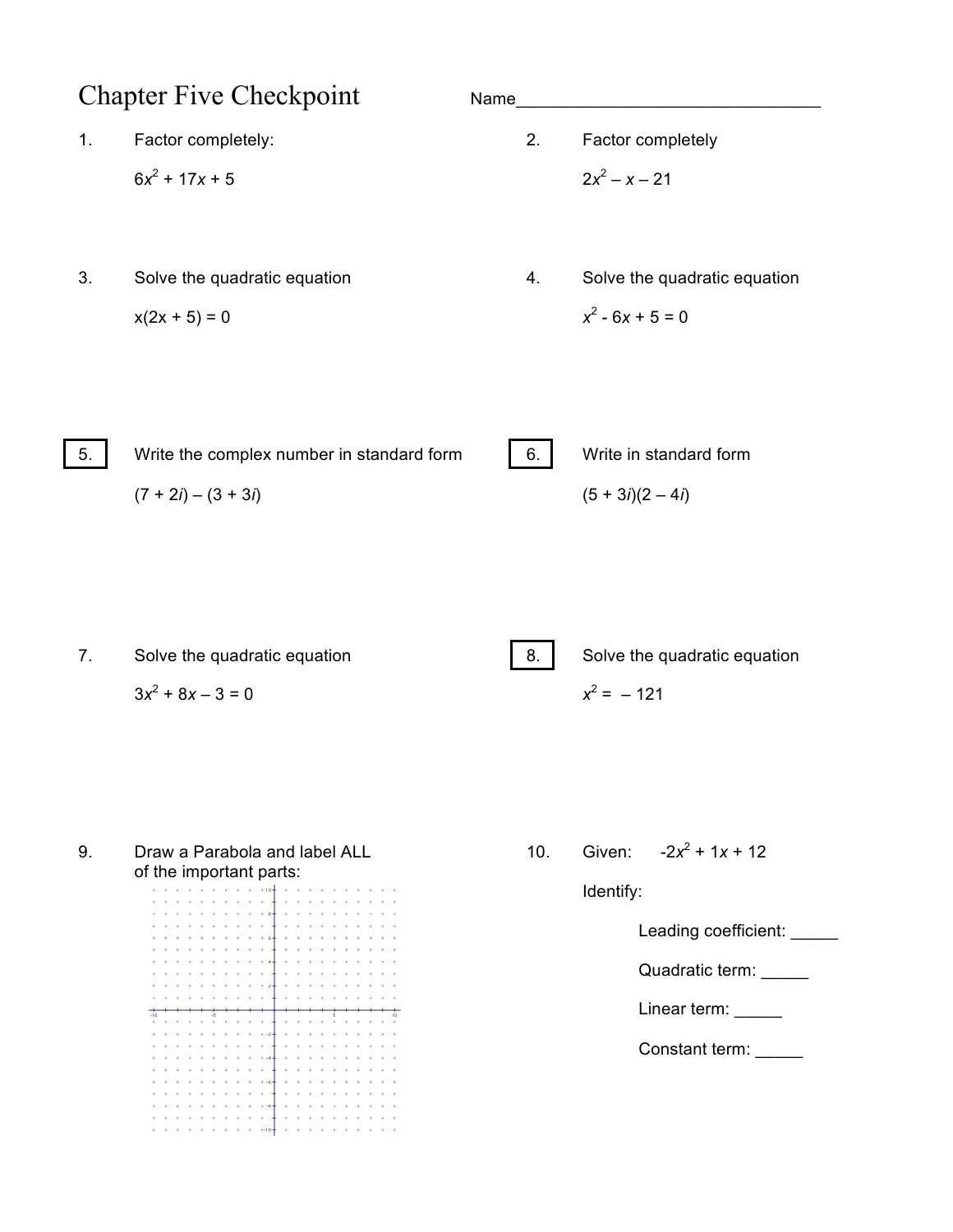# Chapter Five Checkpoint

Name________________________________

1. Factor completely:

   $6x^2 + 17x + 5$

2. Factor completely

   $2x^2 - x - 21$

3. Solve the quadratic equation

   $x(2x + 5) = 0$

4. Solve the quadratic equation

   $x^2 - 6x + 5 = 0$

5. Write the complex number in standard form

   $(7 + 2i) - (3 + 3i)$

6. Write in standard form

   $(5 + 3i)(2 - 4i)$

7. Solve the quadratic equation

   $3x^2 + 8x - 3 = 0$

8. Solve the quadratic equation

   $x^2 = -121$

9. Draw a Parabola and label ALL of the important parts:

10. Given: $-2x^2 + 1x + 12$

    Identify:

    Leading coefficient: _____

    Quadratic term: _____

    Linear term: _____

    Constant term: _____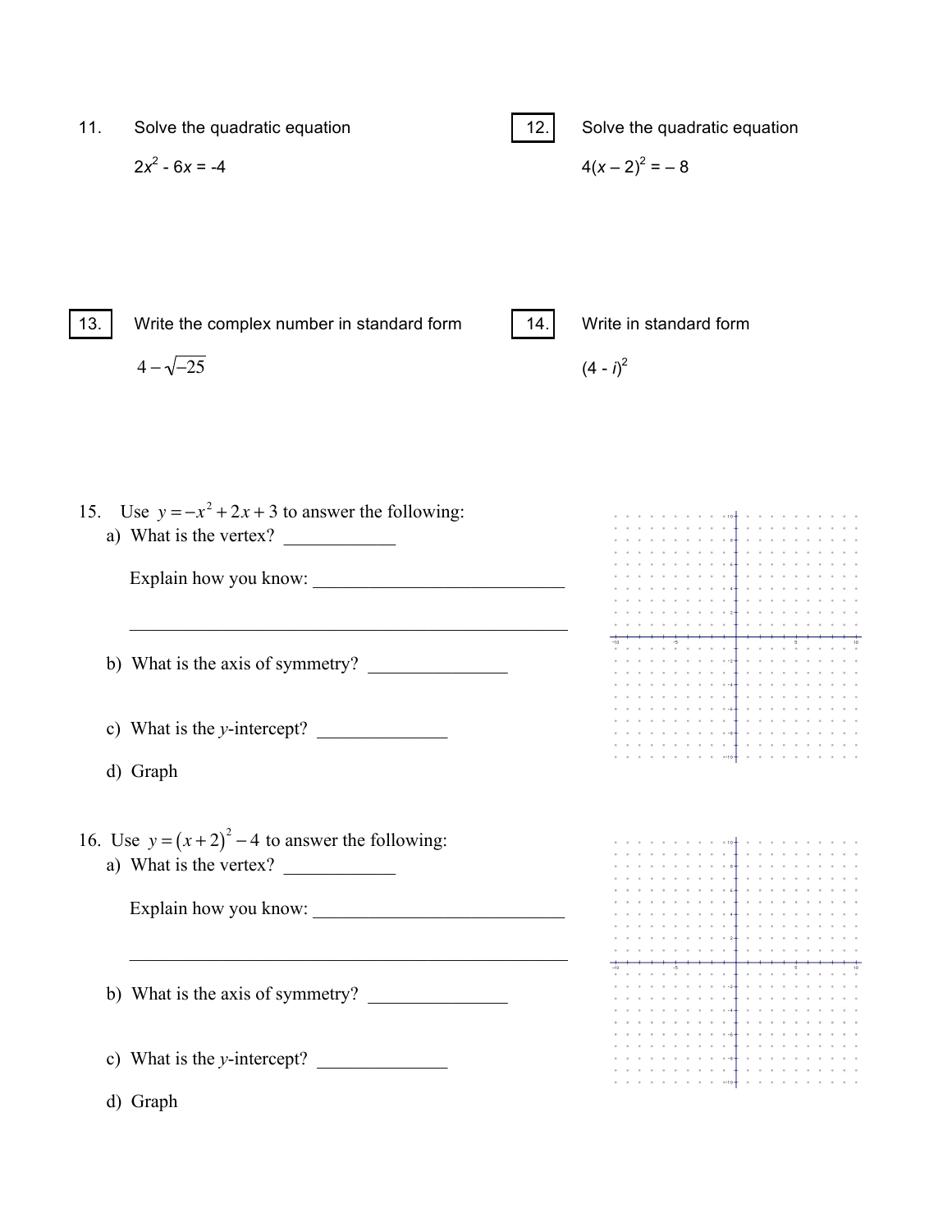11. Solve the quadratic equation

$2x^2 - 6x = -4$

12. Solve the quadratic equation

$4(x - 2)^2 = -8$

13. Write the complex number in standard form

$4 - \sqrt{-25}$

14. Write in standard form

$(4 - i)^2$

15. Use $y = -x^2 + 2x + 3$ to answer the following:

a) What is the vertex? ____________

Explain how you know: ____________________________

__________________________________________________

b) What is the axis of symmetry? _______________

c) What is the $y$-intercept? ______________

d) Graph

16. Use $y = (x + 2)^2 - 4$ to answer the following:

a) What is the vertex? ____________

Explain how you know: ____________________________

__________________________________________________

b) What is the axis of symmetry? _______________

c) What is the $y$-intercept? ______________

d) Graph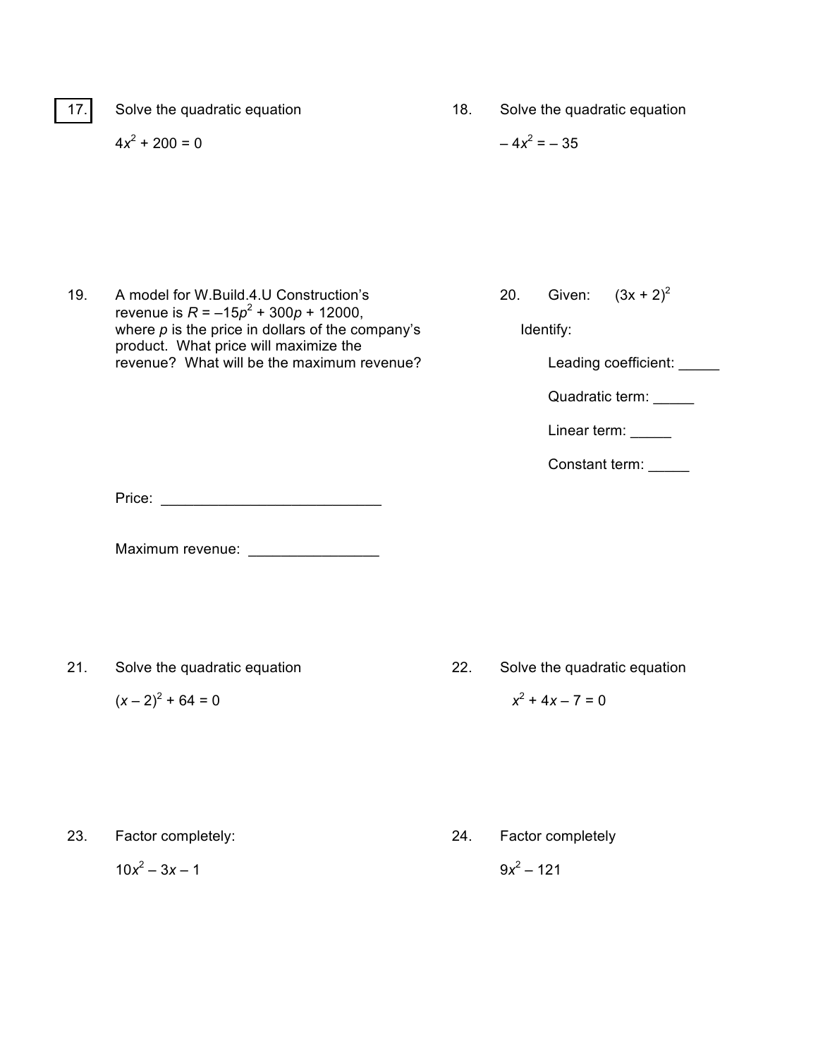17. Solve the quadratic equation

$4x^2 + 200 = 0$

18. Solve the quadratic equation

$-4x^2 = -35$

19. A model for W.Build.4.U Construction's revenue is $R = -15p^2 + 300p + 12000$, where $p$ is the price in dollars of the company's product. What price will maximize the revenue? What will be the maximum revenue?

Price: ___________________________

Maximum revenue: ________________

20. Given: $(3x + 2)^2$

Identify:

Leading coefficient: _____

Quadratic term: _____

Linear term: _____

Constant term: _____

21. Solve the quadratic equation

$(x - 2)^2 + 64 = 0$

22. Solve the quadratic equation

$x^2 + 4x - 7 = 0$

23. Factor completely:

$10x^2 - 3x - 1$

24. Factor completely

$9x^2 - 121$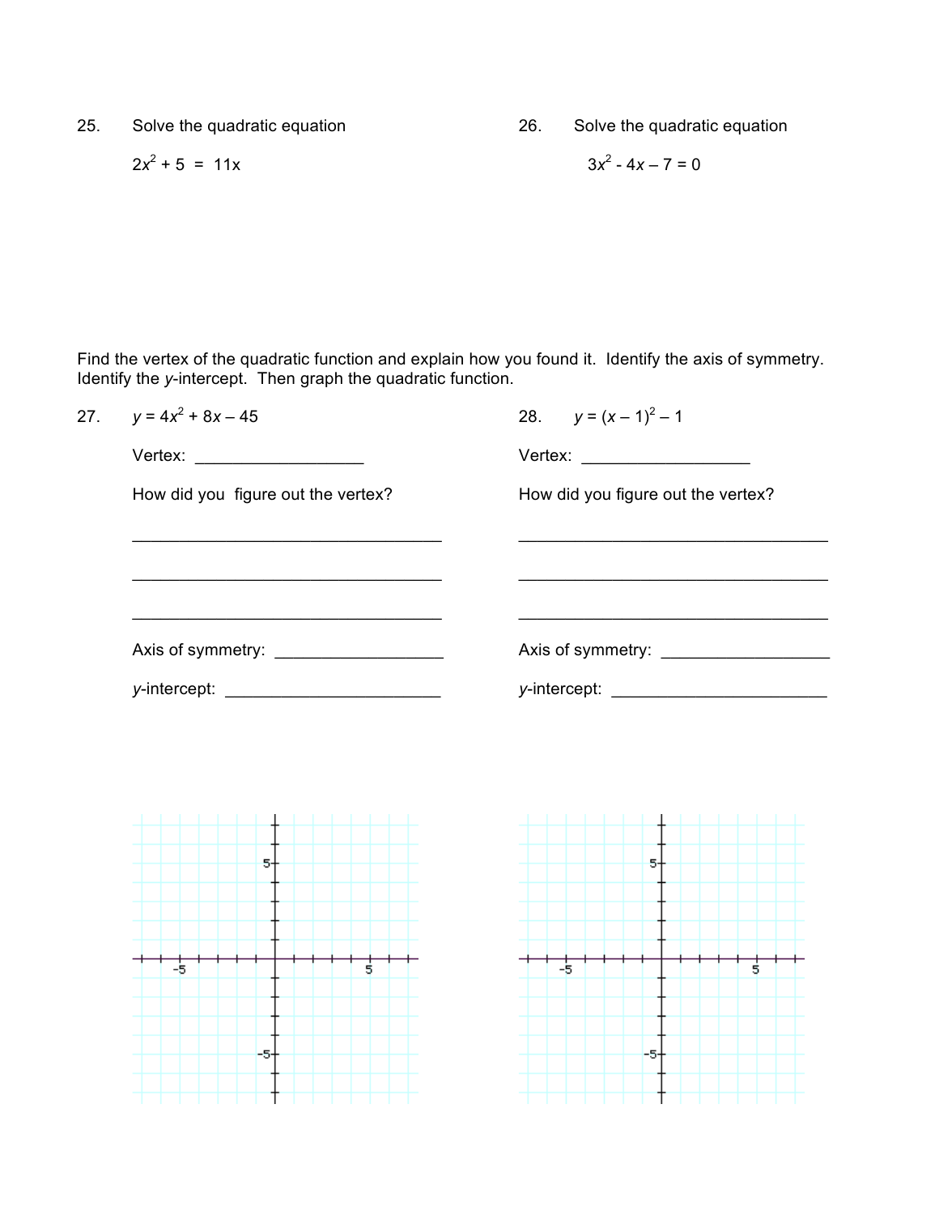25. Solve the quadratic equation

$$2x^2 + 5 = 11x$$

26. Solve the quadratic equation

$$3x^2 - 4x - 7 = 0$$

Find the vertex of the quadratic function and explain how you found it. Identify the axis of symmetry. Identify the $y$-intercept. Then graph the quadratic function.

27. $y = 4x^2 + 8x - 45$

Vertex: __________________

How did you figure out the vertex?

__________________________________

__________________________________

__________________________________

Axis of symmetry: __________________

$y$-intercept: ________________________

28. $y = (x - 1)^2 - 1$

Vertex: __________________

How did you figure out the vertex?

__________________________________

__________________________________

__________________________________

Axis of symmetry: __________________

$y$-intercept: ________________________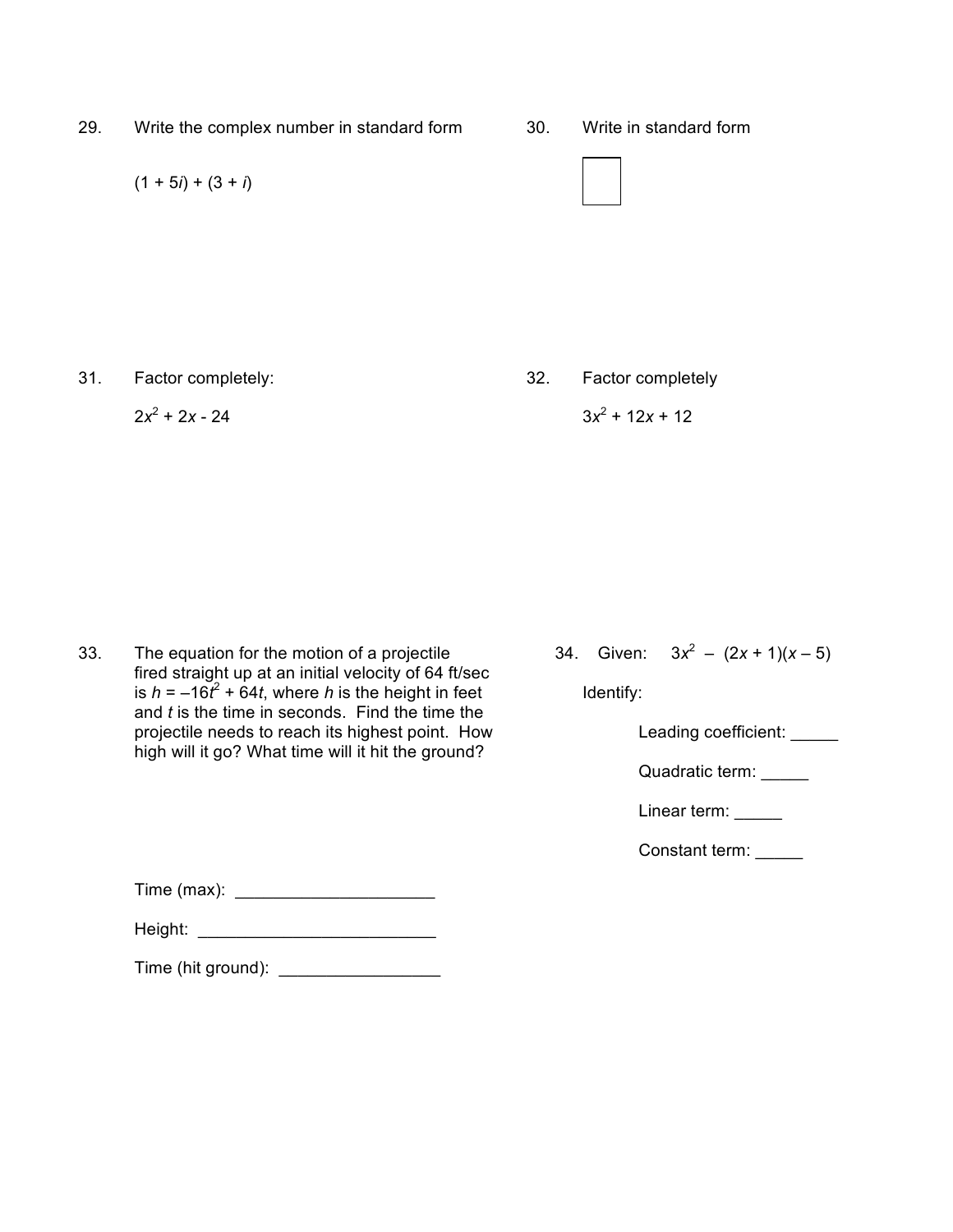29. Write the complex number in standard form

$(1 + 5i) + (3 + i)$

30. Write in standard form

31. Factor completely:

$2x^2 + 2x - 24$

32. Factor completely

$3x^2 + 12x + 12$

33. The equation for the motion of a projectile fired straight up at an initial velocity of 64 ft/sec is $h = -16t^2 + 64t$, where $h$ is the height in feet and $t$ is the time in seconds. Find the time the projectile needs to reach its highest point. How high will it go? What time will it hit the ground?

Time (max): _____________________

Height: _________________________

Time (hit ground): _________________

34. Given: $3x^2 - (2x + 1)(x - 5)$

Identify:

Leading coefficient: _____

Quadratic term: _____

Linear term: _____

Constant term: _____